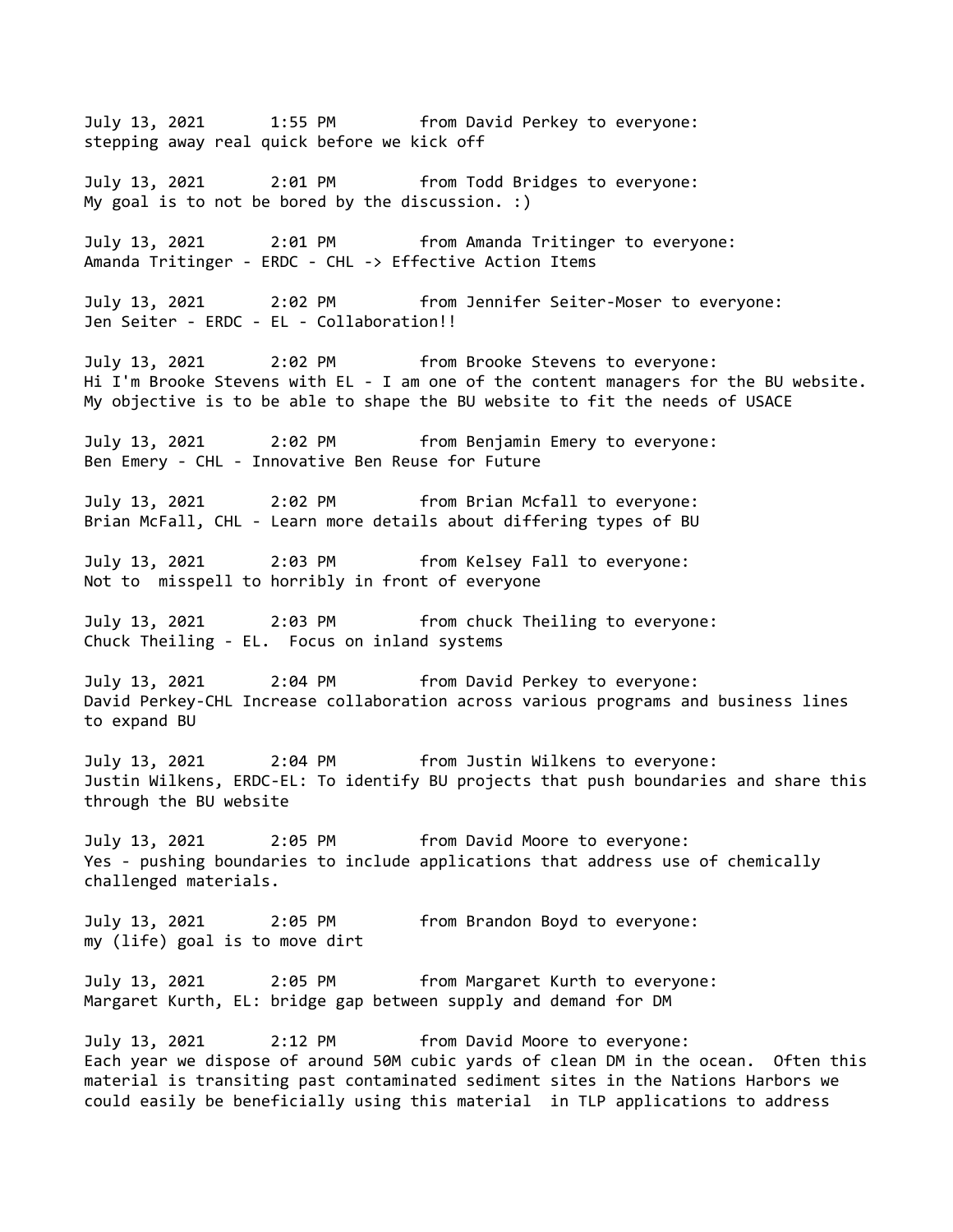July 13, 2021 1:55 PM from David Perkey to everyone:
stepping away real quick before we kick off

July 13, 2021 2:01 PM from Todd Bridges to everyone:
My goal is to not be bored by the discussion. :)

July 13, 2021 2:01 PM from Amanda Tritinger to everyone:
Amanda Tritinger - ERDC - CHL -> Effective Action Items

July 13, 2021 2:02 PM from Jennifer Seiter-Moser to everyone:
Jen Seiter - ERDC - EL - Collaboration!!

July 13, 2021 2:02 PM from Brooke Stevens to everyone:
Hi I'm Brooke Stevens with EL - I am one of the content managers for the BU website. My objective is to be able to shape the BU website to fit the needs of USACE

July 13, 2021 2:02 PM from Benjamin Emery to everyone:
Ben Emery - CHL - Innovative Ben Reuse for Future

July 13, 2021 2:02 PM from Brian Mcfall to everyone:
Brian McFall, CHL - Learn more details about differing types of BU

July 13, 2021 2:03 PM from Kelsey Fall to everyone:
Not to  misspell to horribly in front of everyone

July 13, 2021 2:03 PM from chuck Theiling to everyone:
Chuck Theiling - EL.  Focus on inland systems

July 13, 2021 2:04 PM from David Perkey to everyone:
David Perkey-CHL Increase collaboration across various programs and business lines to expand BU

July 13, 2021 2:04 PM from Justin Wilkens to everyone:
Justin Wilkens, ERDC-EL: To identify BU projects that push boundaries and share this through the BU website

July 13, 2021 2:05 PM from David Moore to everyone:
Yes - pushing boundaries to include applications that address use of chemically challenged materials.

July 13, 2021 2:05 PM from Brandon Boyd to everyone:
my (life) goal is to move dirt

July 13, 2021 2:05 PM from Margaret Kurth to everyone:
Margaret Kurth, EL: bridge gap between supply and demand for DM

July 13, 2021 2:12 PM from David Moore to everyone:
Each year we dispose of around 50M cubic yards of clean DM in the ocean.  Often this material is transiting past contaminated sediment sites in the Nations Harbors we could easily be beneficially using this material  in TLP applications to address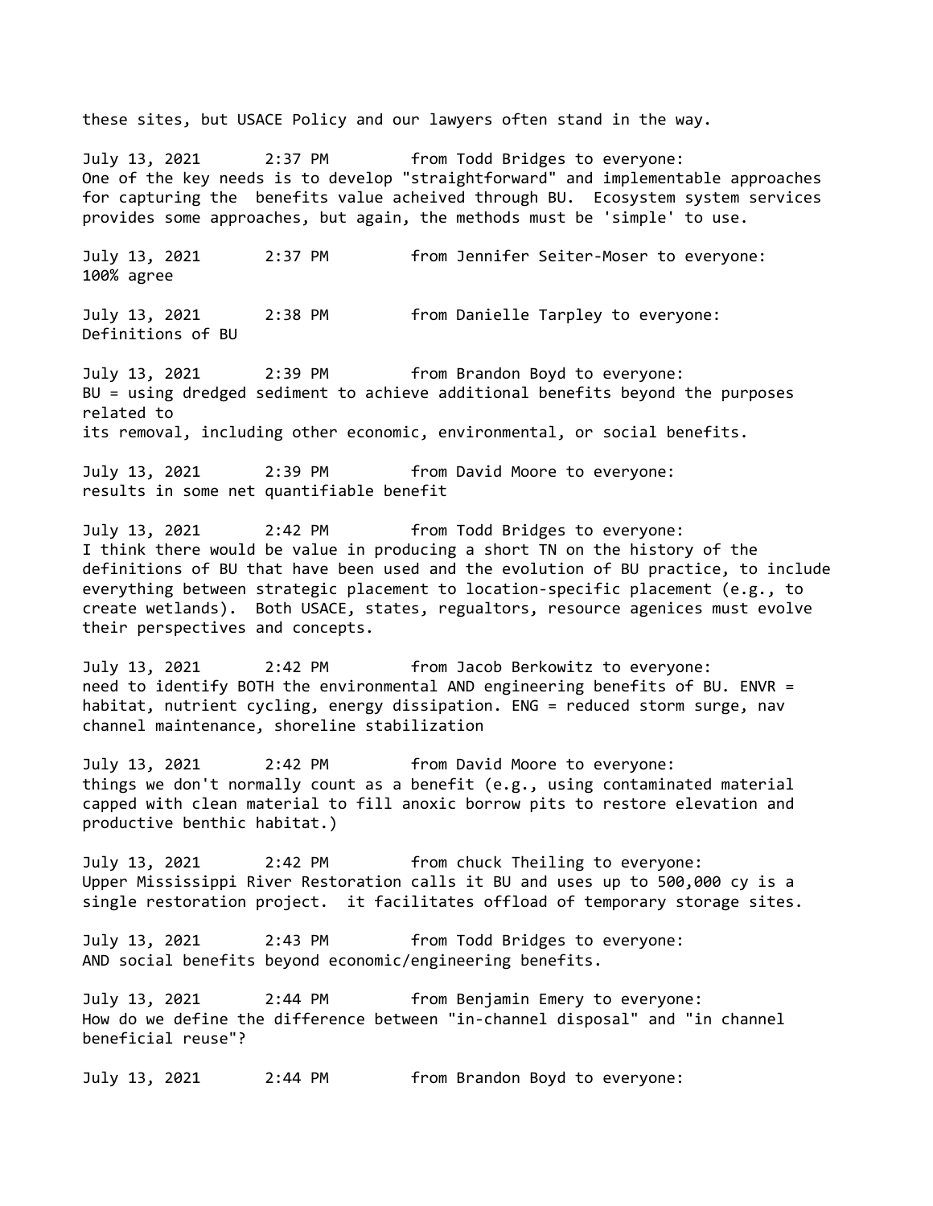these sites, but USACE Policy and our lawyers often stand in the way.

July 13, 2021 2:37 PM from Todd Bridges to everyone:
One of the key needs is to develop "straightforward" and implementable approaches for capturing the benefits value acheived through BU. Ecosystem system services provides some approaches, but again, the methods must be 'simple' to use.

July 13, 2021 2:37 PM from Jennifer Seiter-Moser to everyone:
100% agree

July 13, 2021 2:38 PM from Danielle Tarpley to everyone:
Definitions of BU

July 13, 2021 2:39 PM from Brandon Boyd to everyone:
BU = using dredged sediment to achieve additional benefits beyond the purposes related to
its removal, including other economic, environmental, or social benefits.

July 13, 2021 2:39 PM from David Moore to everyone:
results in some net quantifiable benefit

July 13, 2021 2:42 PM from Todd Bridges to everyone:
I think there would be value in producing a short TN on the history of the definitions of BU that have been used and the evolution of BU practice, to include everything between strategic placement to location-specific placement (e.g., to create wetlands). Both USACE, states, regualtors, resource agenices must evolve their perspectives and concepts.

July 13, 2021 2:42 PM from Jacob Berkowitz to everyone:
need to identify BOTH the environmental AND engineering benefits of BU. ENVR = habitat, nutrient cycling, energy dissipation. ENG = reduced storm surge, nav channel maintenance, shoreline stabilization

July 13, 2021 2:42 PM from David Moore to everyone:
things we don't normally count as a benefit (e.g., using contaminated material capped with clean material to fill anoxic borrow pits to restore elevation and productive benthic habitat.)

July 13, 2021 2:42 PM from chuck Theiling to everyone:
Upper Mississippi River Restoration calls it BU and uses up to 500,000 cy is a single restoration project. it facilitates offload of temporary storage sites.

July 13, 2021 2:43 PM from Todd Bridges to everyone:
AND social benefits beyond economic/engineering benefits.

July 13, 2021 2:44 PM from Benjamin Emery to everyone:
How do we define the difference between "in-channel disposal" and "in channel beneficial reuse"?

July 13, 2021 2:44 PM from Brandon Boyd to everyone: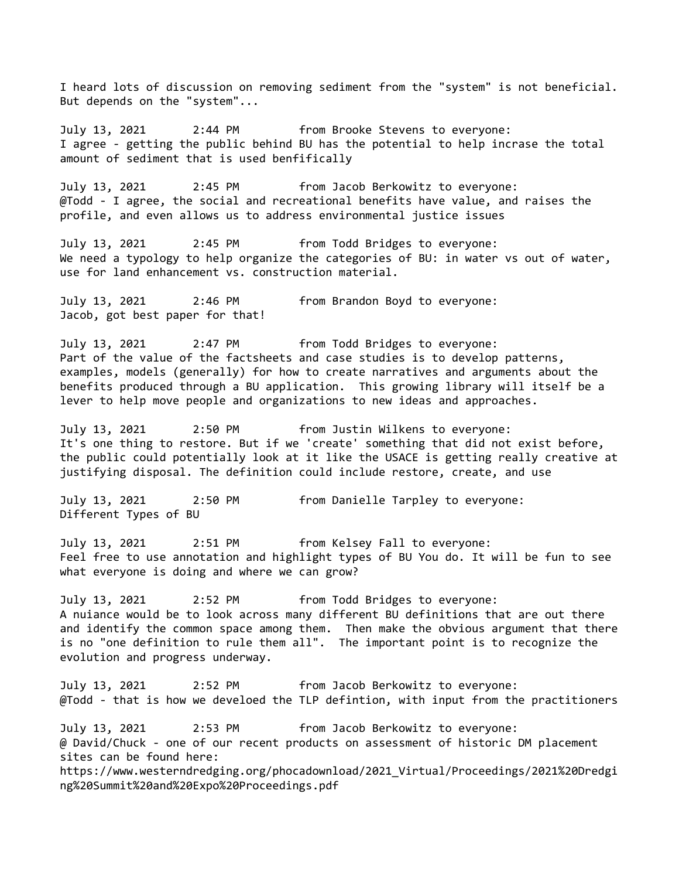I heard lots of discussion on removing sediment from the "system" is not beneficial. But depends on the "system"...

July 13, 2021 2:44 PM from Brooke Stevens to everyone:
I agree - getting the public behind BU has the potential to help incrase the total amount of sediment that is used benfifically

July 13, 2021 2:45 PM from Jacob Berkowitz to everyone:
@Todd - I agree, the social and recreational benefits have value, and raises the profile, and even allows us to address environmental justice issues

July 13, 2021 2:45 PM from Todd Bridges to everyone:
We need a typology to help organize the categories of BU: in water vs out of water, use for land enhancement vs. construction material.

July 13, 2021 2:46 PM from Brandon Boyd to everyone:
Jacob, got best paper for that!

July 13, 2021 2:47 PM from Todd Bridges to everyone:
Part of the value of the factsheets and case studies is to develop patterns, examples, models (generally) for how to create narratives and arguments about the benefits produced through a BU application. This growing library will itself be a lever to help move people and organizations to new ideas and approaches.

July 13, 2021 2:50 PM from Justin Wilkens to everyone:
It's one thing to restore. But if we 'create' something that did not exist before, the public could potentially look at it like the USACE is getting really creative at justifying disposal. The definition could include restore, create, and use

July 13, 2021 2:50 PM from Danielle Tarpley to everyone:
Different Types of BU

July 13, 2021 2:51 PM from Kelsey Fall to everyone:
Feel free to use annotation and highlight types of BU You do. It will be fun to see what everyone is doing and where we can grow?

July 13, 2021 2:52 PM from Todd Bridges to everyone:
A nuiance would be to look across many different BU definitions that are out there and identify the common space among them. Then make the obvious argument that there is no "one definition to rule them all". The important point is to recognize the evolution and progress underway.

July 13, 2021 2:52 PM from Jacob Berkowitz to everyone:
@Todd - that is how we develoed the TLP defintion, with input from the practitioners

July 13, 2021 2:53 PM from Jacob Berkowitz to everyone:
@ David/Chuck - one of our recent products on assessment of historic DM placement sites can be found here:
https://www.westerndredging.org/phocadownload/2021_Virtual/Proceedings/2021%20Dredging%20Summit%20and%20Expo%20Proceedings.pdf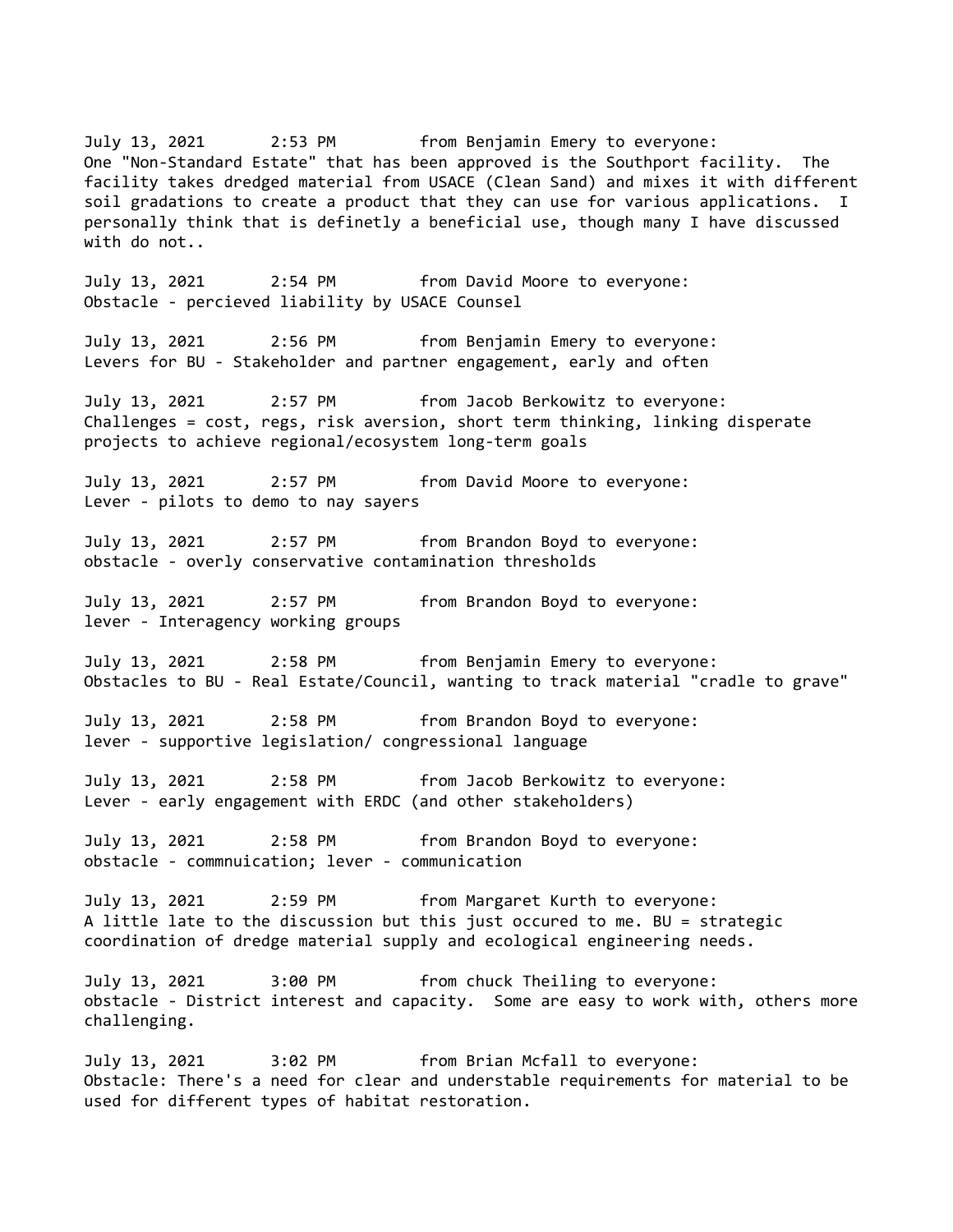July 13, 2021 2:53 PM from Benjamin Emery to everyone:
One "Non-Standard Estate" that has been approved is the Southport facility. The facility takes dredged material from USACE (Clean Sand) and mixes it with different soil gradations to create a product that they can use for various applications. I personally think that is definetly a beneficial use, though many I have discussed with do not..

July 13, 2021 2:54 PM from David Moore to everyone:
Obstacle - percieved liability by USACE Counsel

July 13, 2021 2:56 PM from Benjamin Emery to everyone:
Levers for BU - Stakeholder and partner engagement, early and often

July 13, 2021 2:57 PM from Jacob Berkowitz to everyone:
Challenges = cost, regs, risk aversion, short term thinking, linking disperate projects to achieve regional/ecosystem long-term goals

July 13, 2021 2:57 PM from David Moore to everyone:
Lever - pilots to demo to nay sayers

July 13, 2021 2:57 PM from Brandon Boyd to everyone:
obstacle - overly conservative contamination thresholds

July 13, 2021 2:57 PM from Brandon Boyd to everyone:
lever - Interagency working groups

July 13, 2021 2:58 PM from Benjamin Emery to everyone:
Obstacles to BU - Real Estate/Council, wanting to track material "cradle to grave"

July 13, 2021 2:58 PM from Brandon Boyd to everyone:
lever - supportive legislation/ congressional language

July 13, 2021 2:58 PM from Jacob Berkowitz to everyone:
Lever - early engagement with ERDC (and other stakeholders)

July 13, 2021 2:58 PM from Brandon Boyd to everyone:
obstacle - commnuication; lever - communication

July 13, 2021 2:59 PM from Margaret Kurth to everyone:
A little late to the discussion but this just occured to me. BU = strategic coordination of dredge material supply and ecological engineering needs.

July 13, 2021 3:00 PM from chuck Theiling to everyone:
obstacle - District interest and capacity. Some are easy to work with, others more challenging.

July 13, 2021 3:02 PM from Brian Mcfall to everyone:
Obstacle: There's a need for clear and understable requirements for material to be used for different types of habitat restoration.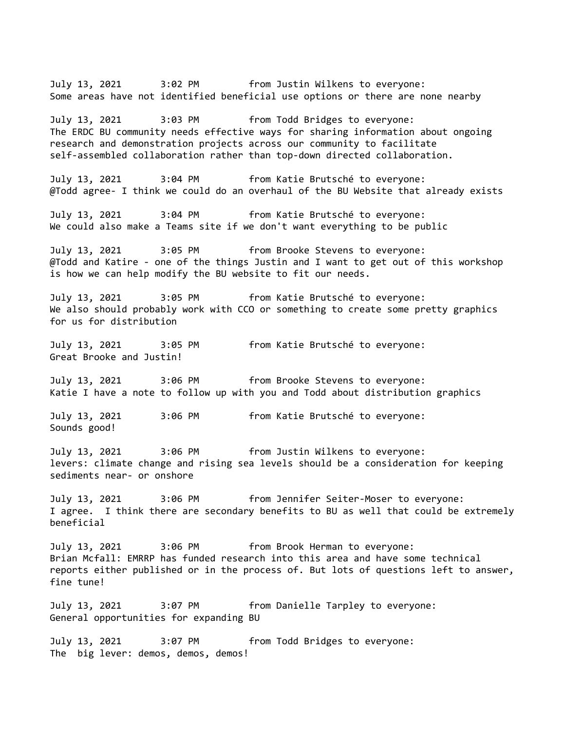July 13, 2021 3:02 PM from Justin Wilkens to everyone:
Some areas have not identified beneficial use options or there are none nearby

July 13, 2021 3:03 PM from Todd Bridges to everyone:
The ERDC BU community needs effective ways for sharing information about ongoing research and demonstration projects across our community to facilitate self-assembled collaboration rather than top-down directed collaboration.

July 13, 2021 3:04 PM from Katie Brutsché to everyone:
@Todd agree- I think we could do an overhaul of the BU Website that already exists

July 13, 2021 3:04 PM from Katie Brutsché to everyone:
We could also make a Teams site if we don't want everything to be public

July 13, 2021 3:05 PM from Brooke Stevens to everyone:
@Todd and Katire - one of the things Justin and I want to get out of this workshop is how we can help modify the BU website to fit our needs.

July 13, 2021 3:05 PM from Katie Brutsché to everyone:
We also should probably work with CCO or something to create some pretty graphics for us for distribution

July 13, 2021 3:05 PM from Katie Brutsché to everyone:
Great Brooke and Justin!

July 13, 2021 3:06 PM from Brooke Stevens to everyone:
Katie I have a note to follow up with you and Todd about distribution graphics

July 13, 2021 3:06 PM from Katie Brutsché to everyone:
Sounds good!

July 13, 2021 3:06 PM from Justin Wilkens to everyone:
levers: climate change and rising sea levels should be a consideration for keeping sediments near- or onshore

July 13, 2021 3:06 PM from Jennifer Seiter-Moser to everyone:
I agree. I think there are secondary benefits to BU as well that could be extremely beneficial

July 13, 2021 3:06 PM from Brook Herman to everyone:
Brian Mcfall: EMRRP has funded research into this area and have some technical reports either published or in the process of. But lots of questions left to answer, fine tune!

July 13, 2021 3:07 PM from Danielle Tarpley to everyone:
General opportunities for expanding BU

July 13, 2021 3:07 PM from Todd Bridges to everyone:
The big lever: demos, demos, demos!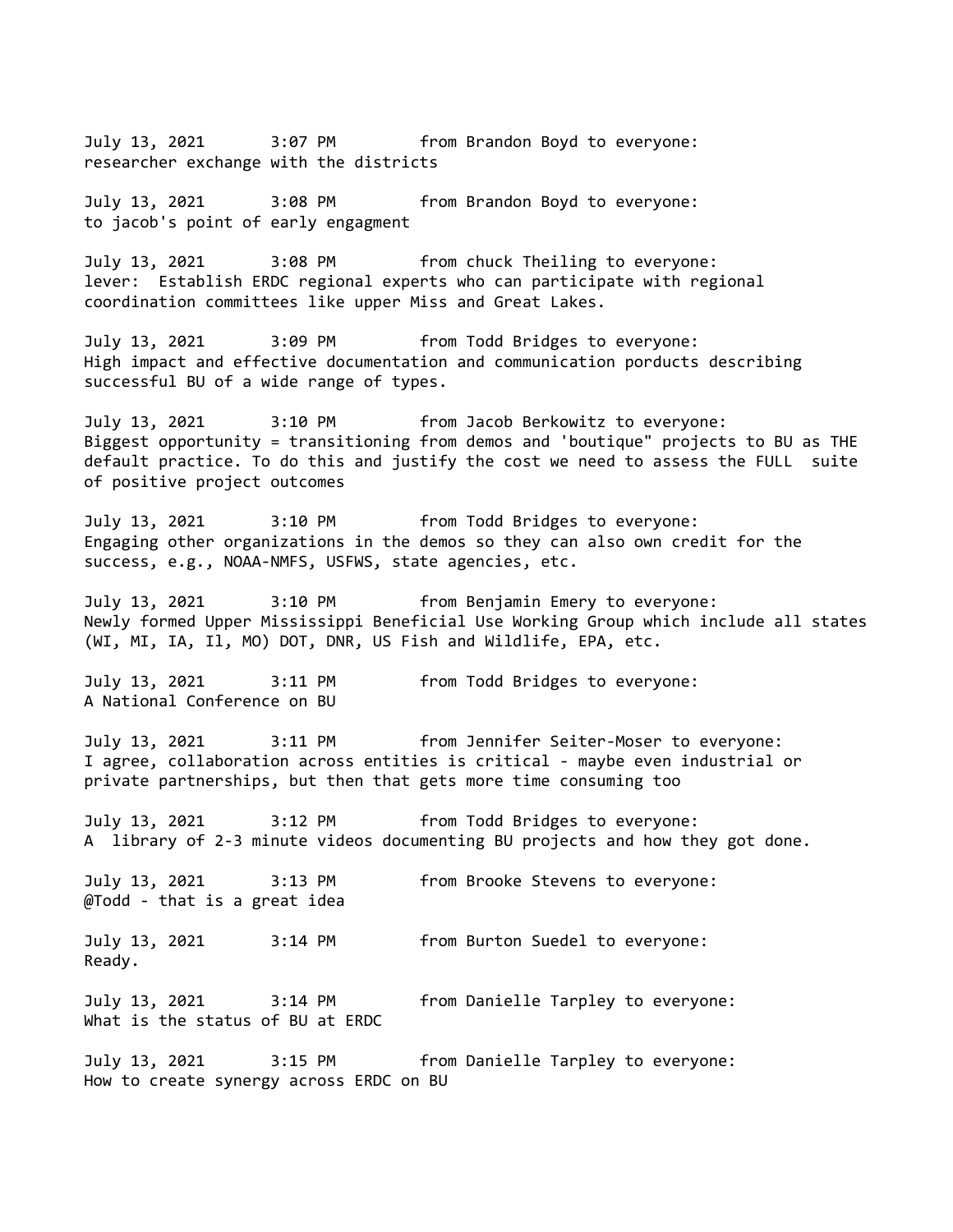July 13, 2021 3:07 PM from Brandon Boyd to everyone:
researcher exchange with the districts

July 13, 2021 3:08 PM from Brandon Boyd to everyone:
to jacob's point of early engagment

July 13, 2021 3:08 PM from chuck Theiling to everyone:
lever: Establish ERDC regional experts who can participate with regional coordination committees like upper Miss and Great Lakes.

July 13, 2021 3:09 PM from Todd Bridges to everyone:
High impact and effective documentation and communication porducts describing successful BU of a wide range of types.

July 13, 2021 3:10 PM from Jacob Berkowitz to everyone:
Biggest opportunity = transitioning from demos and 'boutique" projects to BU as THE default practice. To do this and justify the cost we need to assess the FULL suite of positive project outcomes

July 13, 2021 3:10 PM from Todd Bridges to everyone:
Engaging other organizations in the demos so they can also own credit for the success, e.g., NOAA-NMFS, USFWS, state agencies, etc.

July 13, 2021 3:10 PM from Benjamin Emery to everyone:
Newly formed Upper Mississippi Beneficial Use Working Group which include all states (WI, MI, IA, Il, MO) DOT, DNR, US Fish and Wildlife, EPA, etc.

July 13, 2021 3:11 PM from Todd Bridges to everyone:
A National Conference on BU

July 13, 2021 3:11 PM from Jennifer Seiter-Moser to everyone:
I agree, collaboration across entities is critical - maybe even industrial or private partnerships, but then that gets more time consuming too

July 13, 2021 3:12 PM from Todd Bridges to everyone:
A library of 2-3 minute videos documenting BU projects and how they got done.

July 13, 2021 3:13 PM from Brooke Stevens to everyone:
@Todd - that is a great idea

July 13, 2021 3:14 PM from Burton Suedel to everyone:
Ready.

July 13, 2021 3:14 PM from Danielle Tarpley to everyone:
What is the status of BU at ERDC

July 13, 2021 3:15 PM from Danielle Tarpley to everyone:
How to create synergy across ERDC on BU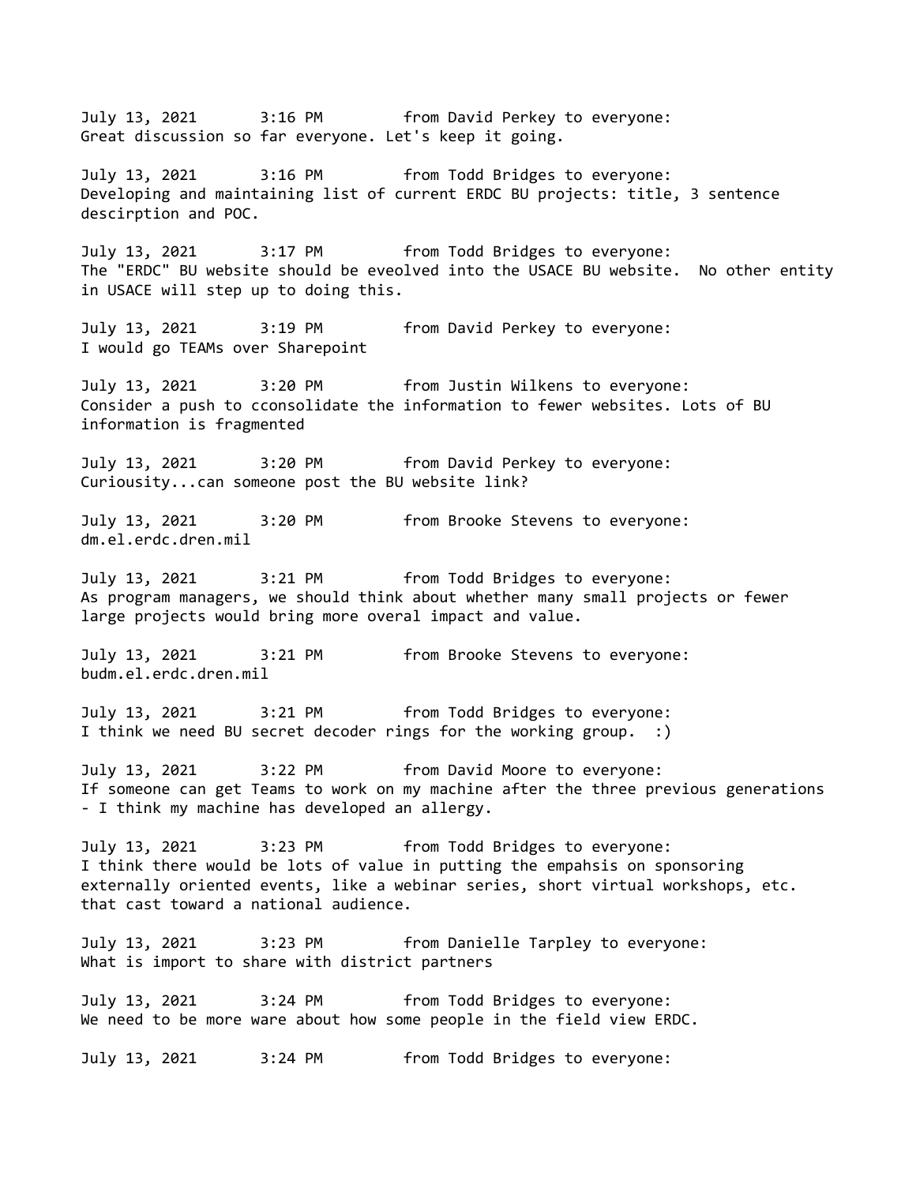July 13, 2021 3:16 PM from David Perkey to everyone:
Great discussion so far everyone. Let's keep it going.

July 13, 2021 3:16 PM from Todd Bridges to everyone:
Developing and maintaining list of current ERDC BU projects: title, 3 sentence descirption and POC.

July 13, 2021 3:17 PM from Todd Bridges to everyone:
The "ERDC" BU website should be eveolved into the USACE BU website. No other entity in USACE will step up to doing this.

July 13, 2021 3:19 PM from David Perkey to everyone:
I would go TEAMs over Sharepoint

July 13, 2021 3:20 PM from Justin Wilkens to everyone:
Consider a push to cconsolidate the information to fewer websites. Lots of BU information is fragmented

July 13, 2021 3:20 PM from David Perkey to everyone:
Curiousity...can someone post the BU website link?

July 13, 2021 3:20 PM from Brooke Stevens to everyone:
dm.el.erdc.dren.mil

July 13, 2021 3:21 PM from Todd Bridges to everyone:
As program managers, we should think about whether many small projects or fewer large projects would bring more overal impact and value.

July 13, 2021 3:21 PM from Brooke Stevens to everyone:
budm.el.erdc.dren.mil

July 13, 2021 3:21 PM from Todd Bridges to everyone:
I think we need BU secret decoder rings for the working group. :)

July 13, 2021 3:22 PM from David Moore to everyone:
If someone can get Teams to work on my machine after the three previous generations - I think my machine has developed an allergy.

July 13, 2021 3:23 PM from Todd Bridges to everyone:
I think there would be lots of value in putting the empahsis on sponsoring externally oriented events, like a webinar series, short virtual workshops, etc. that cast toward a national audience.

July 13, 2021 3:23 PM from Danielle Tarpley to everyone:
What is import to share with district partners

July 13, 2021 3:24 PM from Todd Bridges to everyone:
We need to be more ware about how some people in the field view ERDC.

July 13, 2021 3:24 PM from Todd Bridges to everyone: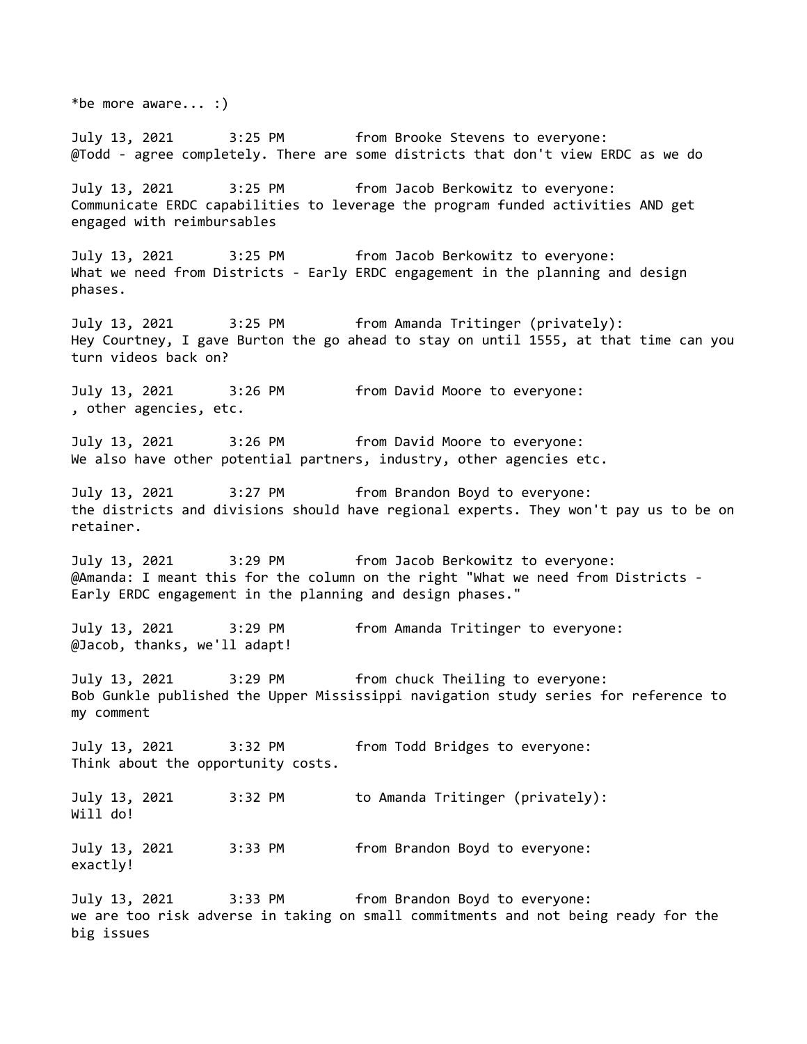*be more aware... :)

July 13, 2021 3:25 PM from Brooke Stevens to everyone:
@Todd - agree completely. There are some districts that don't view ERDC as we do

July 13, 2021 3:25 PM from Jacob Berkowitz to everyone:
Communicate ERDC capabilities to leverage the program funded activities AND get engaged with reimbursables

July 13, 2021 3:25 PM from Jacob Berkowitz to everyone:
What we need from Districts - Early ERDC engagement in the planning and design phases.

July 13, 2021 3:25 PM from Amanda Tritinger (privately):
Hey Courtney, I gave Burton the go ahead to stay on until 1555, at that time can you turn videos back on?

July 13, 2021 3:26 PM from David Moore to everyone:
, other agencies, etc.

July 13, 2021 3:26 PM from David Moore to everyone:
We also have other potential partners, industry, other agencies etc.

July 13, 2021 3:27 PM from Brandon Boyd to everyone:
the districts and divisions should have regional experts. They won't pay us to be on retainer.

July 13, 2021 3:29 PM from Jacob Berkowitz to everyone:
@Amanda: I meant this for the column on the right "What we need from Districts - Early ERDC engagement in the planning and design phases."

July 13, 2021 3:29 PM from Amanda Tritinger to everyone:
@Jacob, thanks, we'll adapt!

July 13, 2021 3:29 PM from chuck Theiling to everyone:
Bob Gunkle published the Upper Mississippi navigation study series for reference to my comment

July 13, 2021 3:32 PM from Todd Bridges to everyone:
Think about the opportunity costs.

July 13, 2021 3:32 PM to Amanda Tritinger (privately):
Will do!

July 13, 2021 3:33 PM from Brandon Boyd to everyone:
exactly!

July 13, 2021 3:33 PM from Brandon Boyd to everyone:
we are too risk adverse in taking on small commitments and not being ready for the big issues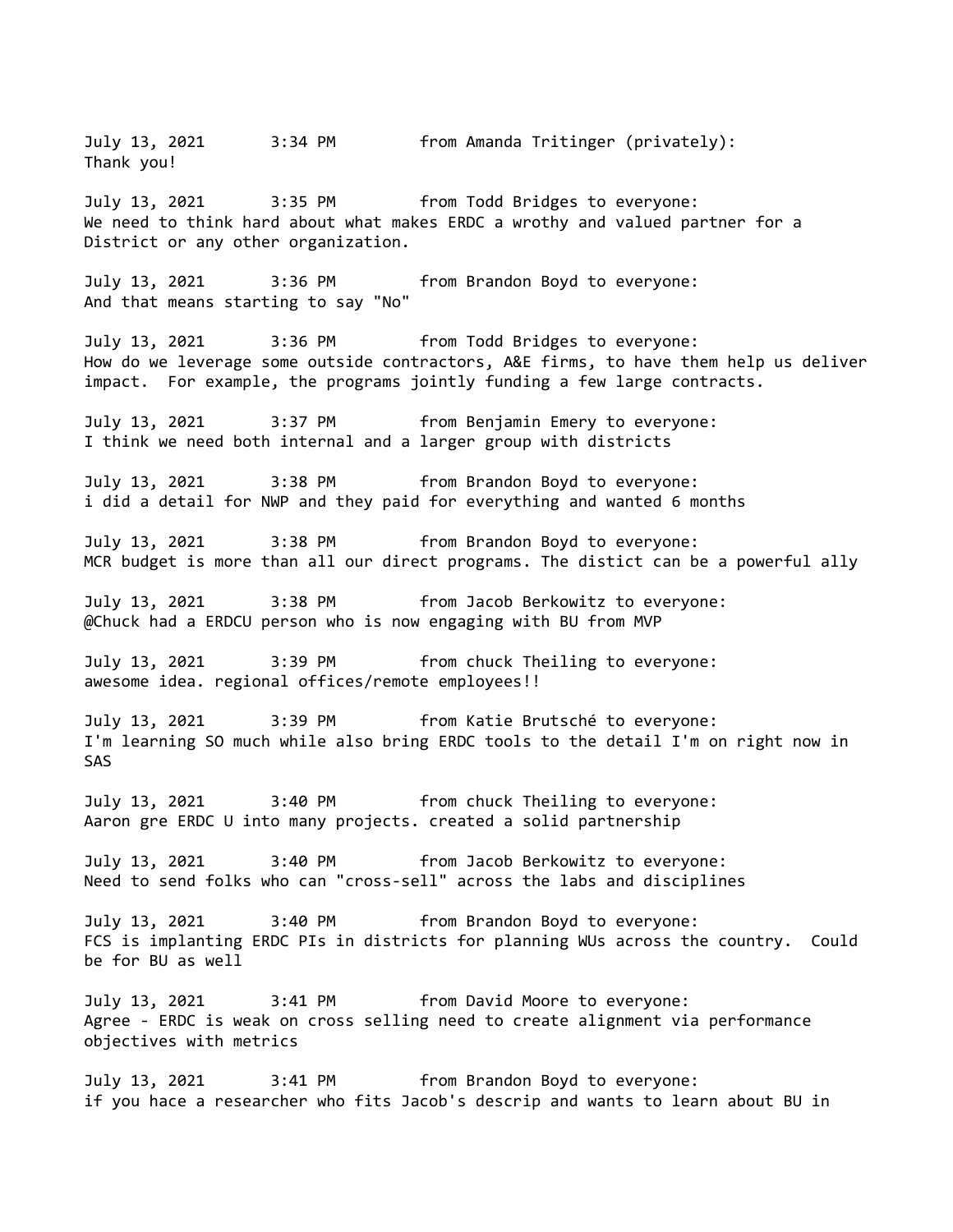July 13, 2021 3:34 PM from Amanda Tritinger (privately):
Thank you!

July 13, 2021 3:35 PM from Todd Bridges to everyone:
We need to think hard about what makes ERDC a wrothy and valued partner for a District or any other organization.

July 13, 2021 3:36 PM from Brandon Boyd to everyone:
And that means starting to say "No"

July 13, 2021 3:36 PM from Todd Bridges to everyone:
How do we leverage some outside contractors, A&E firms, to have them help us deliver impact. For example, the programs jointly funding a few large contracts.

July 13, 2021 3:37 PM from Benjamin Emery to everyone:
I think we need both internal and a larger group with districts

July 13, 2021 3:38 PM from Brandon Boyd to everyone:
i did a detail for NWP and they paid for everything and wanted 6 months

July 13, 2021 3:38 PM from Brandon Boyd to everyone:
MCR budget is more than all our direct programs. The distict can be a powerful ally

July 13, 2021 3:38 PM from Jacob Berkowitz to everyone:
@Chuck had a ERDCU person who is now engaging with BU from MVP

July 13, 2021 3:39 PM from chuck Theiling to everyone:
awesome idea. regional offices/remote employees!!

July 13, 2021 3:39 PM from Katie Brutsché to everyone:
I'm learning SO much while also bring ERDC tools to the detail I'm on right now in SAS

July 13, 2021 3:40 PM from chuck Theiling to everyone:
Aaron gre ERDC U into many projects. created a solid partnership

July 13, 2021 3:40 PM from Jacob Berkowitz to everyone:
Need to send folks who can "cross-sell" across the labs and disciplines

July 13, 2021 3:40 PM from Brandon Boyd to everyone:
FCS is implanting ERDC PIs in districts for planning WUs across the country. Could be for BU as well

July 13, 2021 3:41 PM from David Moore to everyone:
Agree - ERDC is weak on cross selling need to create alignment via performance objectives with metrics

July 13, 2021 3:41 PM from Brandon Boyd to everyone:
if you hace a researcher who fits Jacob's descrip and wants to learn about BU in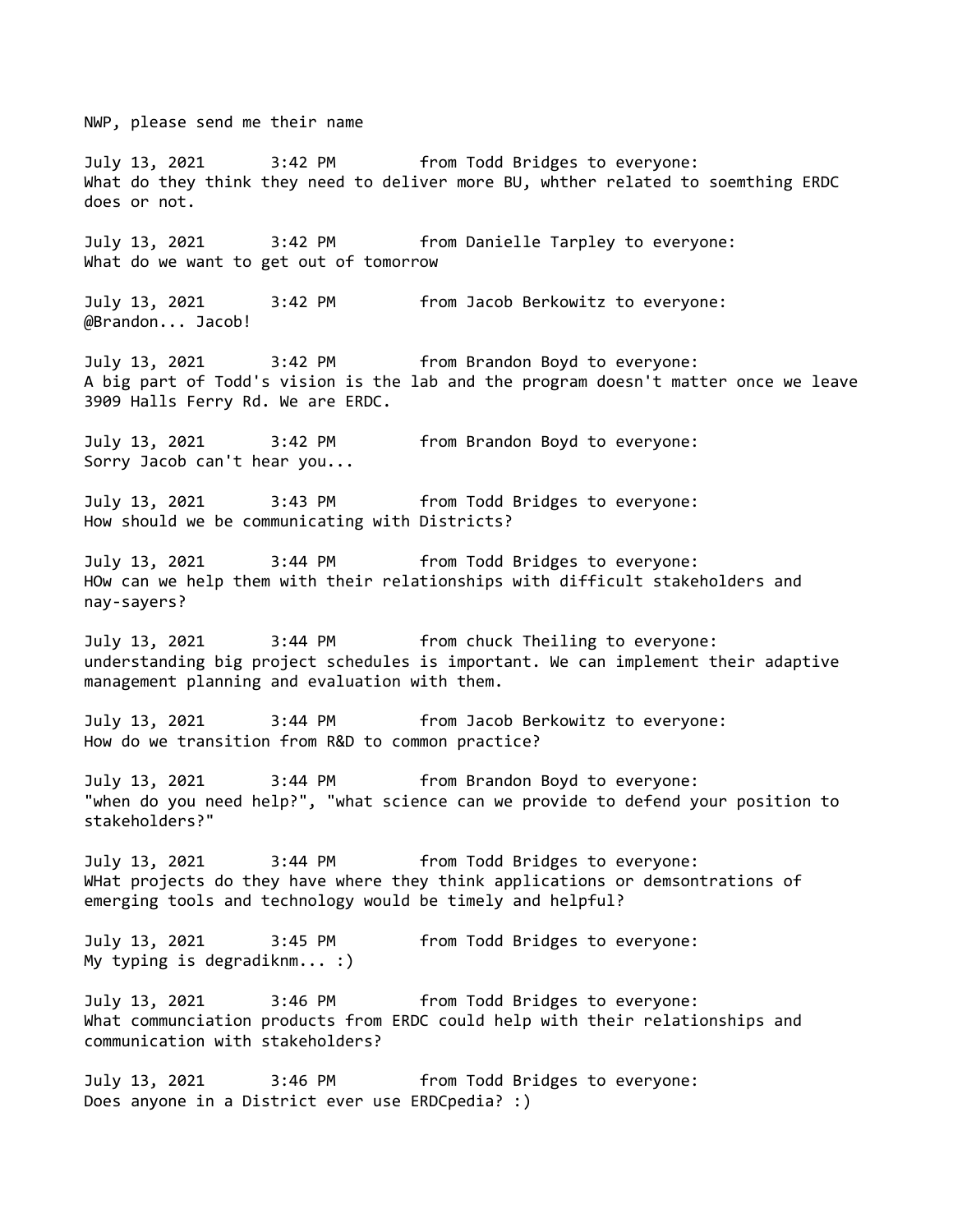NWP, please send me their name

July 13, 2021 3:42 PM from Todd Bridges to everyone:
What do they think they need to deliver more BU, whther related to soemthing ERDC does or not.

July 13, 2021 3:42 PM from Danielle Tarpley to everyone:
What do we want to get out of tomorrow

July 13, 2021 3:42 PM from Jacob Berkowitz to everyone:
@Brandon... Jacob!

July 13, 2021 3:42 PM from Brandon Boyd to everyone:
A big part of Todd's vision is the lab and the program doesn't matter once we leave 3909 Halls Ferry Rd. We are ERDC.

July 13, 2021 3:42 PM from Brandon Boyd to everyone:
Sorry Jacob can't hear you...

July 13, 2021 3:43 PM from Todd Bridges to everyone:
How should we be communicating with Districts?

July 13, 2021 3:44 PM from Todd Bridges to everyone:
HOw can we help them with their relationships with difficult stakeholders and nay-sayers?

July 13, 2021 3:44 PM from chuck Theiling to everyone:
understanding big project schedules is important. We can implement their adaptive management planning and evaluation with them.

July 13, 2021 3:44 PM from Jacob Berkowitz to everyone:
How do we transition from R&D to common practice?

July 13, 2021 3:44 PM from Brandon Boyd to everyone:
"when do you need help?", "what science can we provide to defend your position to stakeholders?"

July 13, 2021 3:44 PM from Todd Bridges to everyone:
WHat projects do they have where they think applications or demsontrations of emerging tools and technology would be timely and helpful?

July 13, 2021 3:45 PM from Todd Bridges to everyone:
My typing is degradiknm... :)

July 13, 2021 3:46 PM from Todd Bridges to everyone:
What communciation products from ERDC could help with their relationships and communication with stakeholders?

July 13, 2021 3:46 PM from Todd Bridges to everyone:
Does anyone in a District ever use ERDCpedia? :)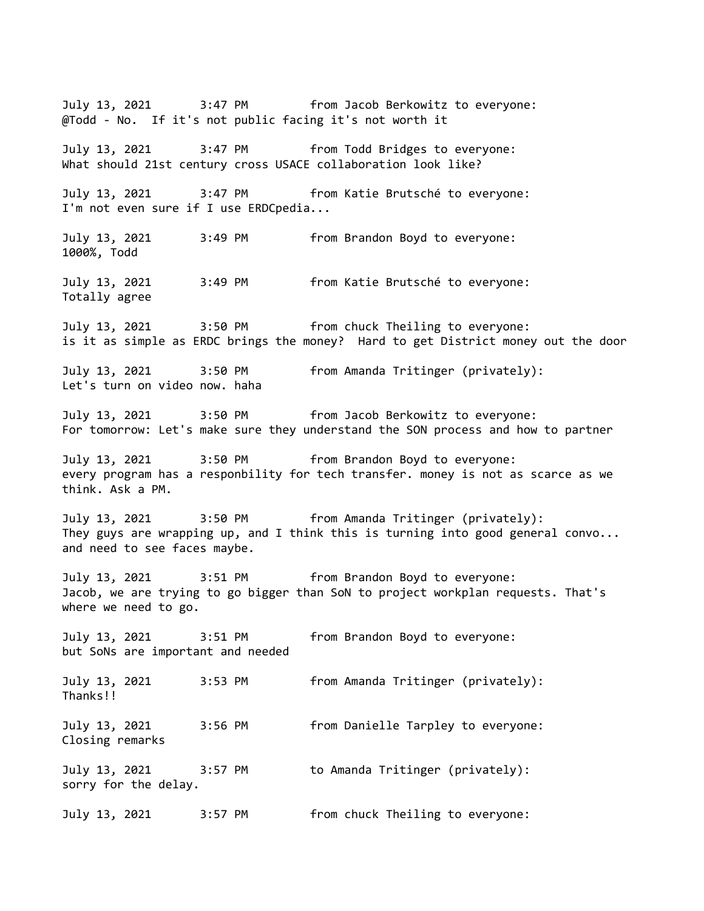July 13, 2021 3:47 PM from Jacob Berkowitz to everyone:
@Todd - No. If it's not public facing it's not worth it

July 13, 2021 3:47 PM from Todd Bridges to everyone:
What should 21st century cross USACE collaboration look like?

July 13, 2021 3:47 PM from Katie Brutsché to everyone:
I'm not even sure if I use ERDCpedia...

July 13, 2021 3:49 PM from Brandon Boyd to everyone:
1000%, Todd

July 13, 2021 3:49 PM from Katie Brutsché to everyone:
Totally agree

July 13, 2021 3:50 PM from chuck Theiling to everyone:
is it as simple as ERDC brings the money? Hard to get District money out the door

July 13, 2021 3:50 PM from Amanda Tritinger (privately):
Let's turn on video now. haha

July 13, 2021 3:50 PM from Jacob Berkowitz to everyone:
For tomorrow: Let's make sure they understand the SON process and how to partner

July 13, 2021 3:50 PM from Brandon Boyd to everyone:
every program has a responbility for tech transfer. money is not as scarce as we think. Ask a PM.

July 13, 2021 3:50 PM from Amanda Tritinger (privately):
They guys are wrapping up, and I think this is turning into good general convo... and need to see faces maybe.

July 13, 2021 3:51 PM from Brandon Boyd to everyone:
Jacob, we are trying to go bigger than SoN to project workplan requests. That's where we need to go.

July 13, 2021 3:51 PM from Brandon Boyd to everyone:
but SoNs are important and needed

July 13, 2021 3:53 PM from Amanda Tritinger (privately):
Thanks!!

July 13, 2021 3:56 PM from Danielle Tarpley to everyone:
Closing remarks

July 13, 2021 3:57 PM to Amanda Tritinger (privately):
sorry for the delay.

July 13, 2021 3:57 PM from chuck Theiling to everyone: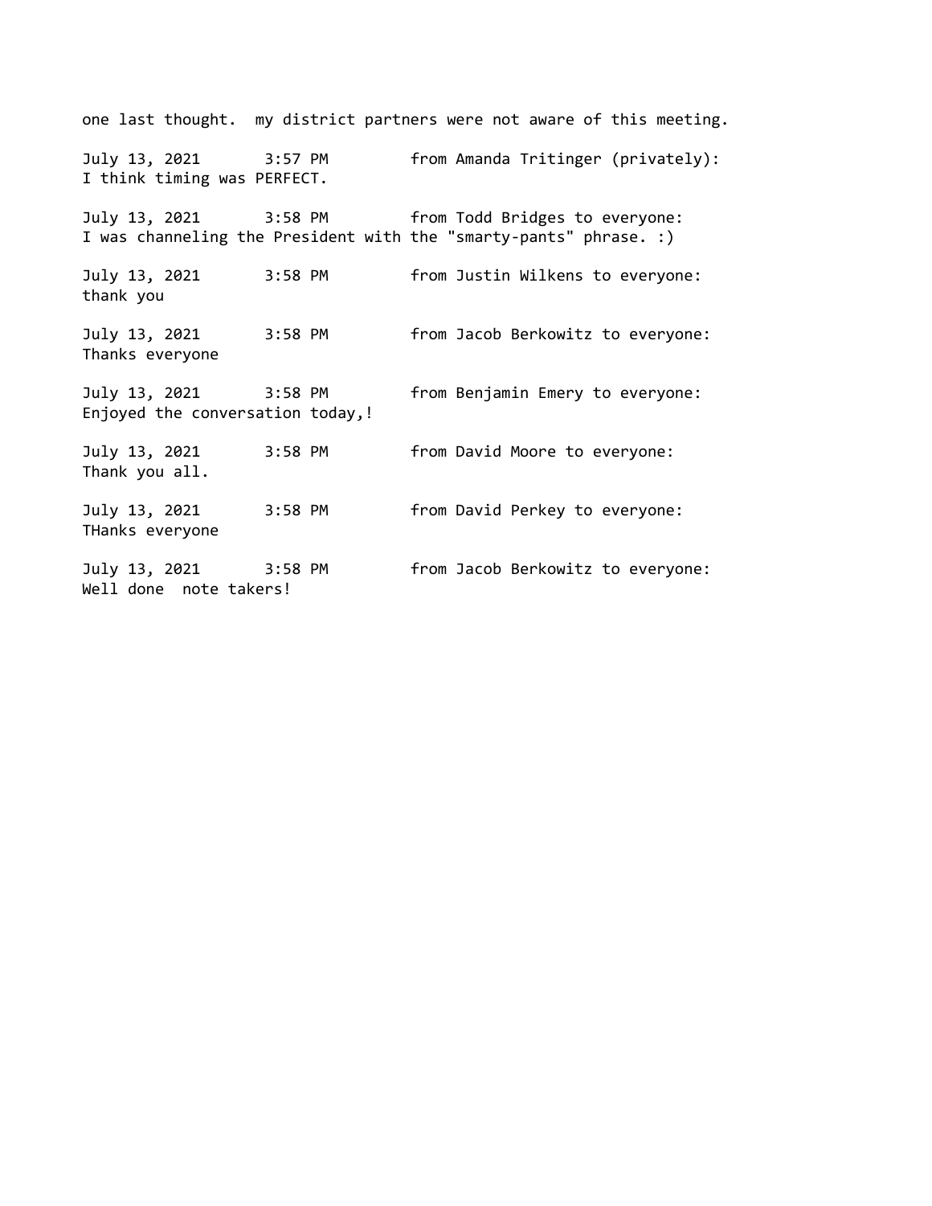one last thought.  my district partners were not aware of this meeting.

July 13, 2021 3:57 PM from Amanda Tritinger (privately):
I think timing was PERFECT.

July 13, 2021 3:58 PM from Todd Bridges to everyone:
I was channeling the President with the "smarty-pants" phrase. :)

July 13, 2021 3:58 PM from Justin Wilkens to everyone:
thank you

July 13, 2021 3:58 PM from Jacob Berkowitz to everyone:
Thanks everyone

July 13, 2021 3:58 PM from Benjamin Emery to everyone:
Enjoyed the conversation today,!

July 13, 2021 3:58 PM from David Moore to everyone:
Thank you all.

July 13, 2021 3:58 PM from David Perkey to everyone:
THanks everyone

July 13, 2021 3:58 PM from Jacob Berkowitz to everyone:
Well done  note takers!